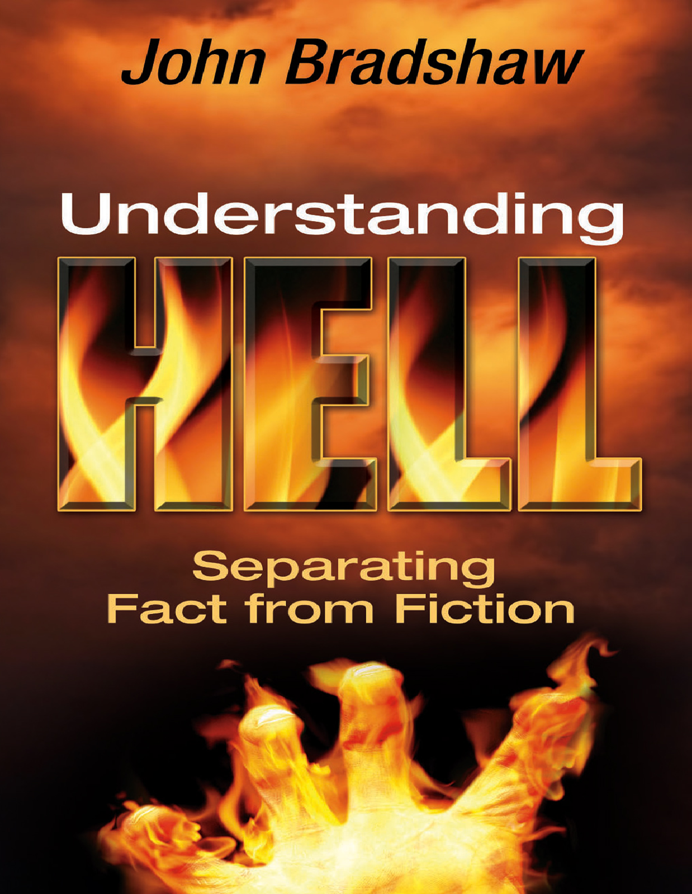John Bradshaw

# Understanding HELL

## Separating Fact from Fiction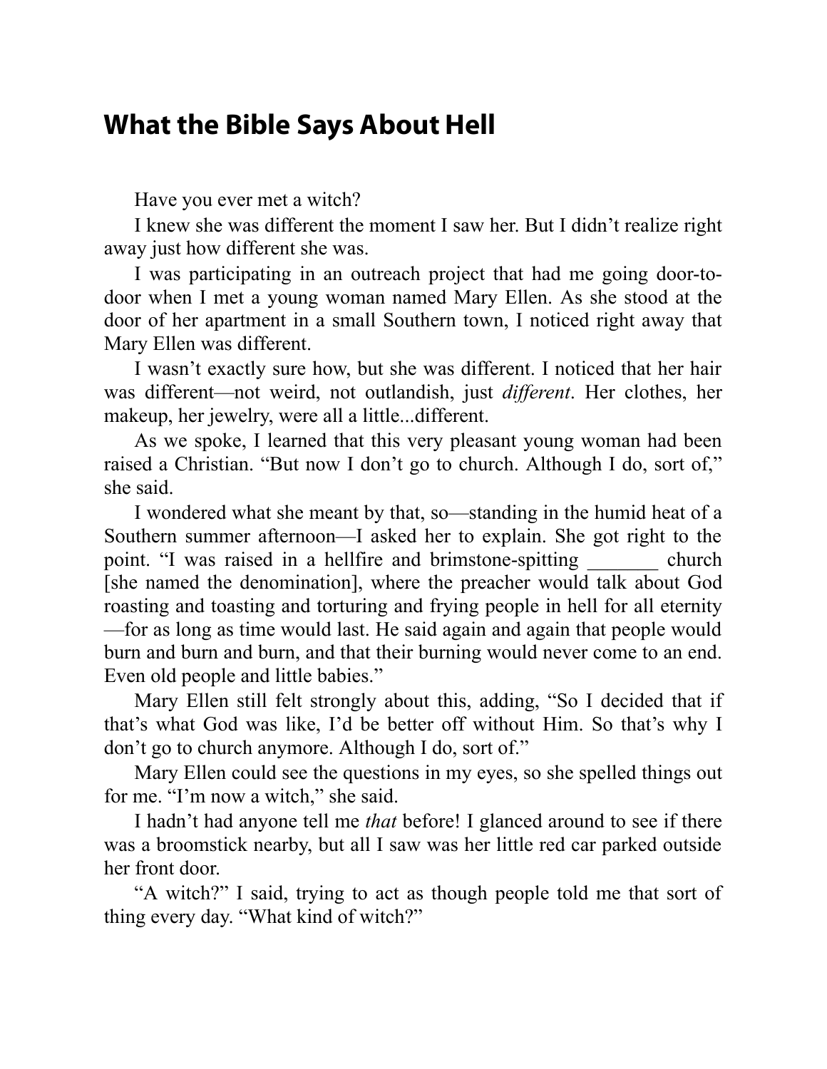## What the Bible Says About Hell

Have you ever met a witch?

I knew she was different the moment I saw her. But I didn't realize right away just how different she was.

I was participating in an outreach project that had me going door-to-door when I met a young woman named Mary Ellen. As she stood at the door of her apartment in a small Southern town, I noticed right away that Mary Ellen was different.

I wasn't exactly sure how, but she was different. I noticed that her hair was different—not weird, not outlandish, just *different*. Her clothes, her makeup, her jewelry, were all a little...different.

As we spoke, I learned that this very pleasant young woman had been raised a Christian. "But now I don't go to church. Although I do, sort of," she said.

I wondered what she meant by that, so—standing in the humid heat of a Southern summer afternoon—I asked her to explain. She got right to the point. "I was raised in a hellfire and brimstone-spitting _______ church [she named the denomination], where the preacher would talk about God roasting and toasting and torturing and frying people in hell for all eternity—for as long as time would last. He said again and again that people would burn and burn and burn, and that their burning would never come to an end. Even old people and little babies."

Mary Ellen still felt strongly about this, adding, "So I decided that if that's what God was like, I'd be better off without Him. So that's why I don't go to church anymore. Although I do, sort of."

Mary Ellen could see the questions in my eyes, so she spelled things out for me. "I'm now a witch," she said.

I hadn't had anyone tell me *that* before! I glanced around to see if there was a broomstick nearby, but all I saw was her little red car parked outside her front door.

"A witch?" I said, trying to act as though people told me that sort of thing every day. "What kind of witch?"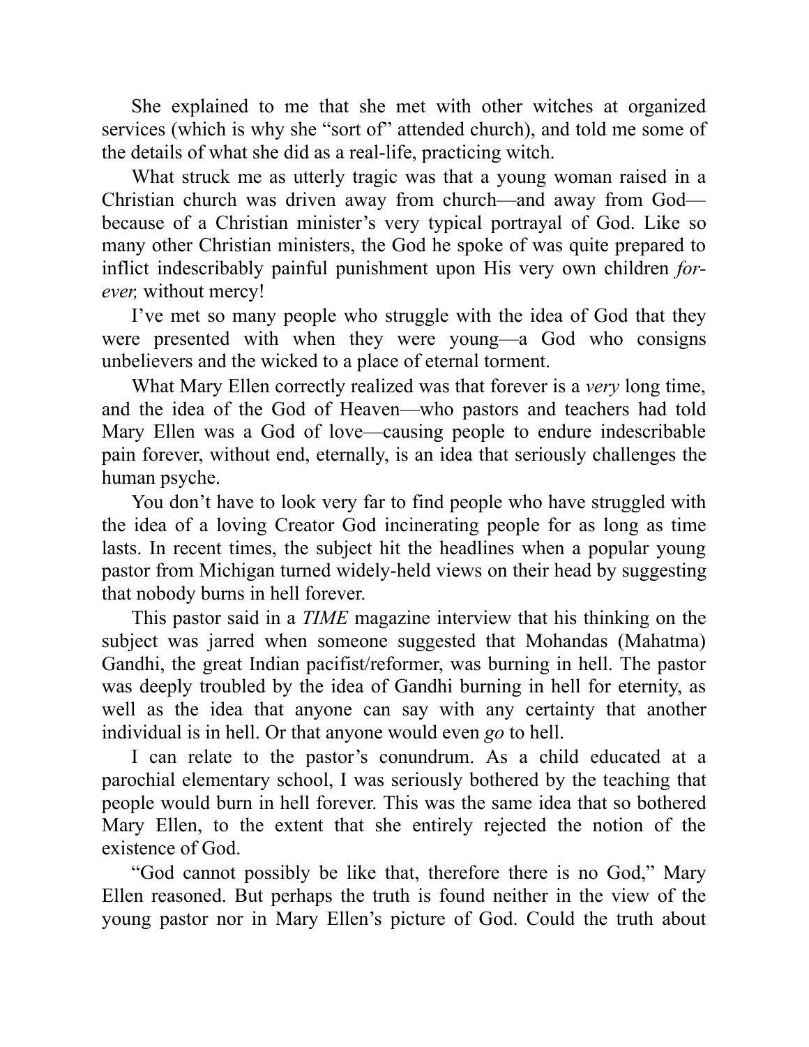She explained to me that she met with other witches at organized services (which is why she "sort of" attended church), and told me some of the details of what she did as a real-life, practicing witch.

What struck me as utterly tragic was that a young woman raised in a Christian church was driven away from church—and away from God—because of a Christian minister's very typical portrayal of God. Like so many other Christian ministers, the God he spoke of was quite prepared to inflict indescribably painful punishment upon His very own children *forever,* without mercy!

I've met so many people who struggle with the idea of God that they were presented with when they were young—a God who consigns unbelievers and the wicked to a place of eternal torment.

What Mary Ellen correctly realized was that forever is a *very* long time, and the idea of the God of Heaven—who pastors and teachers had told Mary Ellen was a God of love—causing people to endure indescribable pain forever, without end, eternally, is an idea that seriously challenges the human psyche.

You don't have to look very far to find people who have struggled with the idea of a loving Creator God incinerating people for as long as time lasts. In recent times, the subject hit the headlines when a popular young pastor from Michigan turned widely-held views on their head by suggesting that nobody burns in hell forever.

This pastor said in a *TIME* magazine interview that his thinking on the subject was jarred when someone suggested that Mohandas (Mahatma) Gandhi, the great Indian pacifist/reformer, was burning in hell. The pastor was deeply troubled by the idea of Gandhi burning in hell for eternity, as well as the idea that anyone can say with any certainty that another individual is in hell. Or that anyone would even *go* to hell.

I can relate to the pastor's conundrum. As a child educated at a parochial elementary school, I was seriously bothered by the teaching that people would burn in hell forever. This was the same idea that so bothered Mary Ellen, to the extent that she entirely rejected the notion of the existence of God.

"God cannot possibly be like that, therefore there is no God," Mary Ellen reasoned. But perhaps the truth is found neither in the view of the young pastor nor in Mary Ellen's picture of God. Could the truth about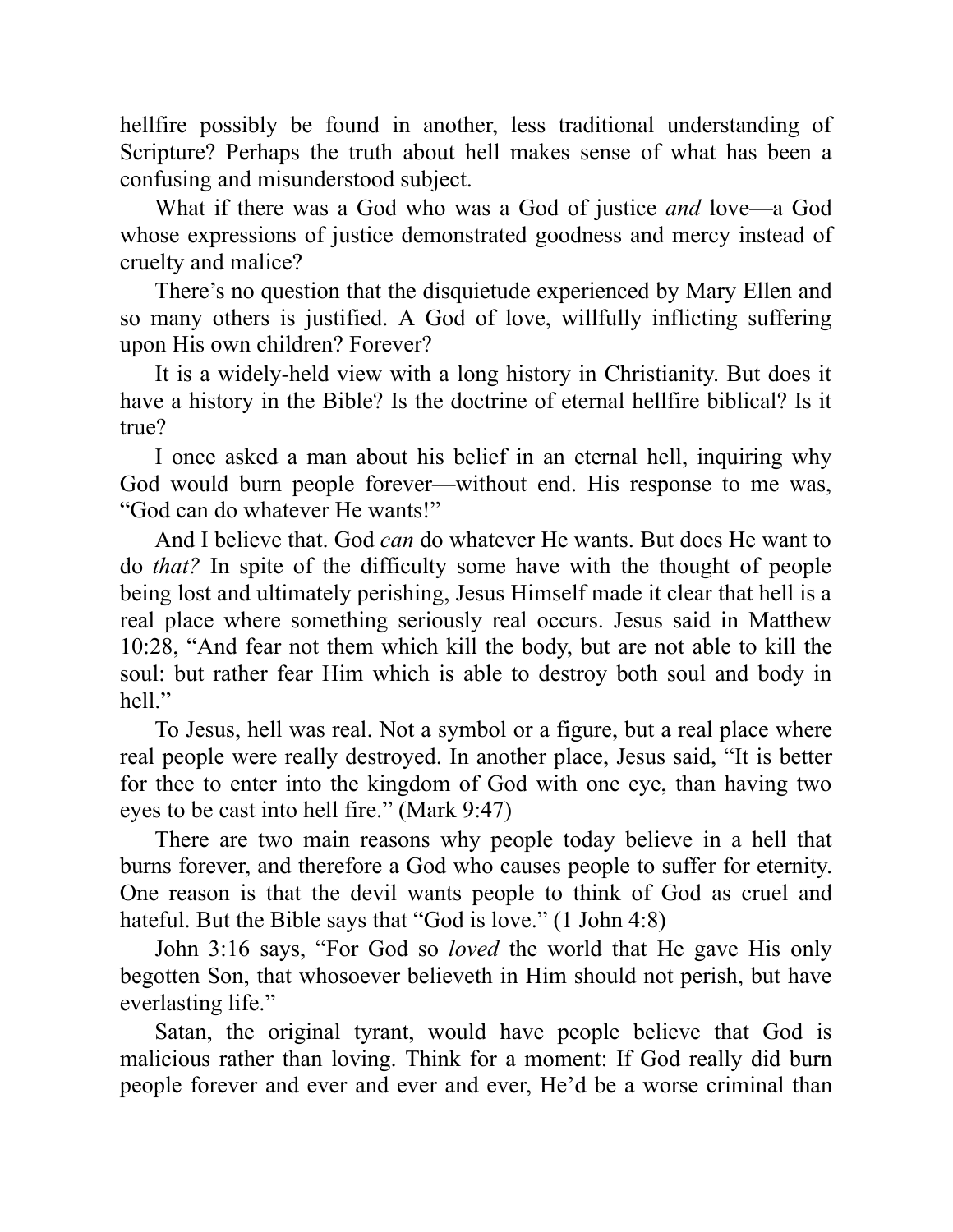hellfire possibly be found in another, less traditional understanding of Scripture? Perhaps the truth about hell makes sense of what has been a confusing and misunderstood subject.

What if there was a God who was a God of justice *and* love—a God whose expressions of justice demonstrated goodness and mercy instead of cruelty and malice?

There's no question that the disquietude experienced by Mary Ellen and so many others is justified. A God of love, willfully inflicting suffering upon His own children? Forever?

It is a widely-held view with a long history in Christianity. But does it have a history in the Bible? Is the doctrine of eternal hellfire biblical? Is it true?

I once asked a man about his belief in an eternal hell, inquiring why God would burn people forever—without end. His response to me was, "God can do whatever He wants!"

And I believe that. God *can* do whatever He wants. But does He want to do *that?* In spite of the difficulty some have with the thought of people being lost and ultimately perishing, Jesus Himself made it clear that hell is a real place where something seriously real occurs. Jesus said in Matthew 10:28, "And fear not them which kill the body, but are not able to kill the soul: but rather fear Him which is able to destroy both soul and body in hell."

To Jesus, hell was real. Not a symbol or a figure, but a real place where real people were really destroyed. In another place, Jesus said, "It is better for thee to enter into the kingdom of God with one eye, than having two eyes to be cast into hell fire." (Mark 9:47)

There are two main reasons why people today believe in a hell that burns forever, and therefore a God who causes people to suffer for eternity. One reason is that the devil wants people to think of God as cruel and hateful. But the Bible says that "God is love." (1 John 4:8)

John 3:16 says, "For God so *loved* the world that He gave His only begotten Son, that whosoever believeth in Him should not perish, but have everlasting life."

Satan, the original tyrant, would have people believe that God is malicious rather than loving. Think for a moment: If God really did burn people forever and ever and ever and ever, He'd be a worse criminal than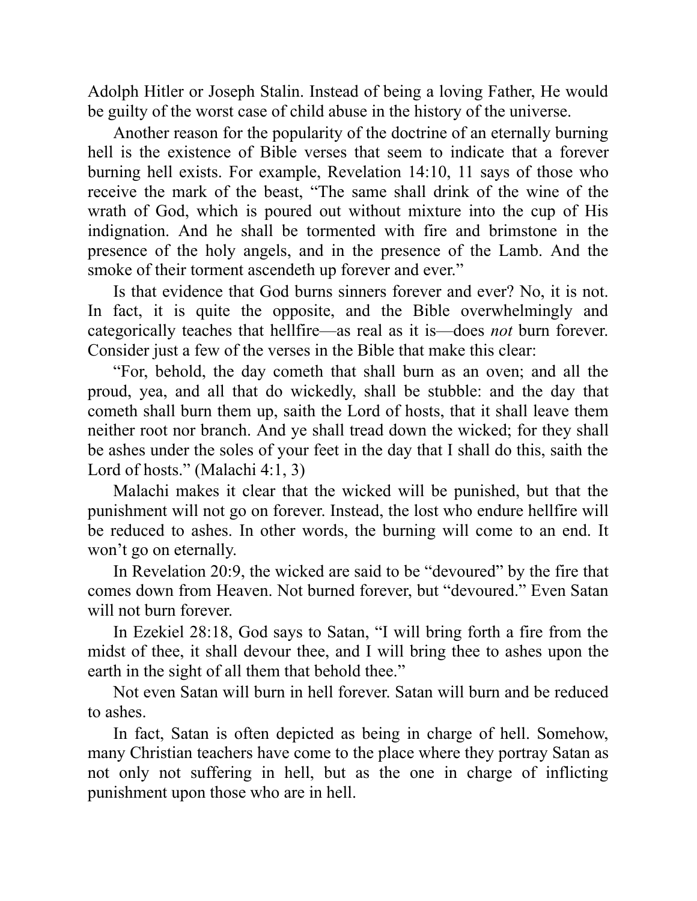Adolph Hitler or Joseph Stalin. Instead of being a loving Father, He would be guilty of the worst case of child abuse in the history of the universe.

Another reason for the popularity of the doctrine of an eternally burning hell is the existence of Bible verses that seem to indicate that a forever burning hell exists. For example, Revelation 14:10, 11 says of those who receive the mark of the beast, "The same shall drink of the wine of the wrath of God, which is poured out without mixture into the cup of His indignation. And he shall be tormented with fire and brimstone in the presence of the holy angels, and in the presence of the Lamb. And the smoke of their torment ascendeth up forever and ever."

Is that evidence that God burns sinners forever and ever? No, it is not. In fact, it is quite the opposite, and the Bible overwhelmingly and categorically teaches that hellfire—as real as it is—does *not* burn forever. Consider just a few of the verses in the Bible that make this clear:

"For, behold, the day cometh that shall burn as an oven; and all the proud, yea, and all that do wickedly, shall be stubble: and the day that cometh shall burn them up, saith the Lord of hosts, that it shall leave them neither root nor branch. And ye shall tread down the wicked; for they shall be ashes under the soles of your feet in the day that I shall do this, saith the Lord of hosts." (Malachi 4:1, 3)

Malachi makes it clear that the wicked will be punished, but that the punishment will not go on forever. Instead, the lost who endure hellfire will be reduced to ashes. In other words, the burning will come to an end. It won't go on eternally.

In Revelation 20:9, the wicked are said to be "devoured" by the fire that comes down from Heaven. Not burned forever, but "devoured." Even Satan will not burn forever.

In Ezekiel 28:18, God says to Satan, "I will bring forth a fire from the midst of thee, it shall devour thee, and I will bring thee to ashes upon the earth in the sight of all them that behold thee."

Not even Satan will burn in hell forever. Satan will burn and be reduced to ashes.

In fact, Satan is often depicted as being in charge of hell. Somehow, many Christian teachers have come to the place where they portray Satan as not only not suffering in hell, but as the one in charge of inflicting punishment upon those who are in hell.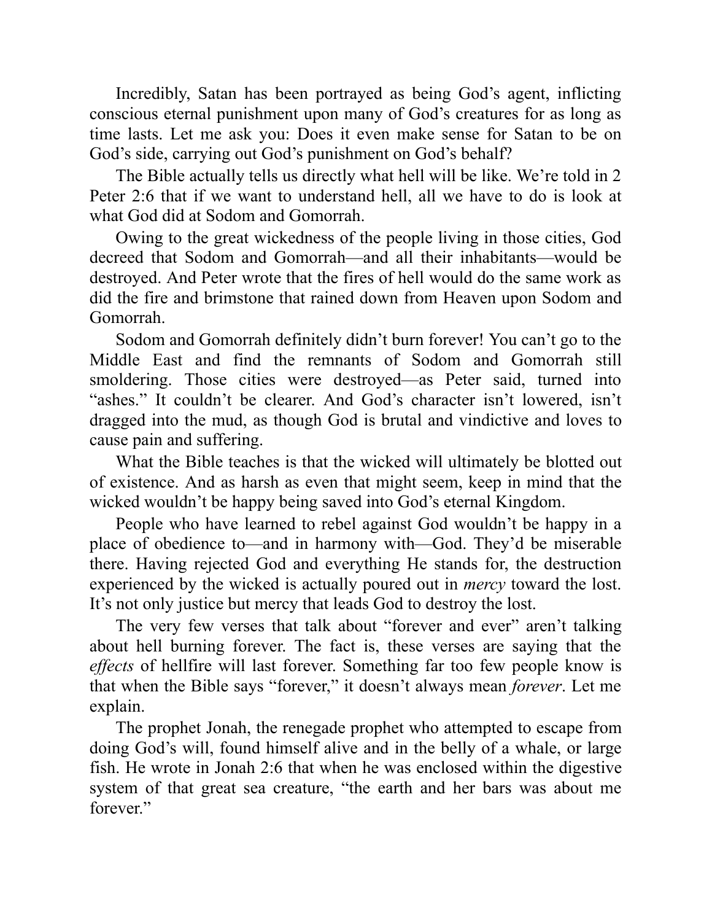Incredibly, Satan has been portrayed as being God's agent, inflicting conscious eternal punishment upon many of God's creatures for as long as time lasts. Let me ask you: Does it even make sense for Satan to be on God's side, carrying out God's punishment on God's behalf?

The Bible actually tells us directly what hell will be like. We're told in 2 Peter 2:6 that if we want to understand hell, all we have to do is look at what God did at Sodom and Gomorrah.

Owing to the great wickedness of the people living in those cities, God decreed that Sodom and Gomorrah—and all their inhabitants—would be destroyed. And Peter wrote that the fires of hell would do the same work as did the fire and brimstone that rained down from Heaven upon Sodom and Gomorrah.

Sodom and Gomorrah definitely didn't burn forever! You can't go to the Middle East and find the remnants of Sodom and Gomorrah still smoldering. Those cities were destroyed—as Peter said, turned into "ashes." It couldn't be clearer. And God's character isn't lowered, isn't dragged into the mud, as though God is brutal and vindictive and loves to cause pain and suffering.

What the Bible teaches is that the wicked will ultimately be blotted out of existence. And as harsh as even that might seem, keep in mind that the wicked wouldn't be happy being saved into God's eternal Kingdom.

People who have learned to rebel against God wouldn't be happy in a place of obedience to—and in harmony with—God. They'd be miserable there. Having rejected God and everything He stands for, the destruction experienced by the wicked is actually poured out in *mercy* toward the lost. It's not only justice but mercy that leads God to destroy the lost.

The very few verses that talk about "forever and ever" aren't talking about hell burning forever. The fact is, these verses are saying that the *effects* of hellfire will last forever. Something far too few people know is that when the Bible says "forever," it doesn't always mean *forever*. Let me explain.

The prophet Jonah, the renegade prophet who attempted to escape from doing God's will, found himself alive and in the belly of a whale, or large fish. He wrote in Jonah 2:6 that when he was enclosed within the digestive system of that great sea creature, "the earth and her bars was about me forever."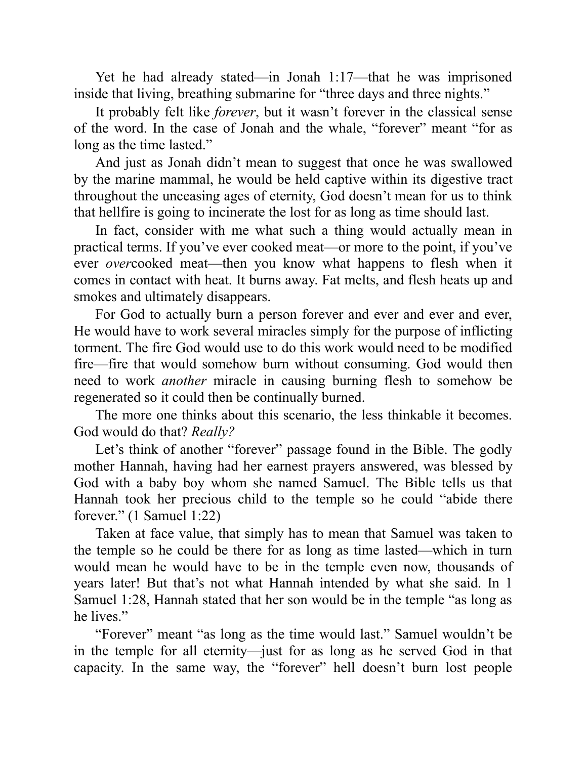Yet he had already stated—in Jonah 1:17—that he was imprisoned inside that living, breathing submarine for "three days and three nights."

It probably felt like *forever*, but it wasn't forever in the classical sense of the word. In the case of Jonah and the whale, "forever" meant "for as long as the time lasted."

And just as Jonah didn't mean to suggest that once he was swallowed by the marine mammal, he would be held captive within its digestive tract throughout the unceasing ages of eternity, God doesn't mean for us to think that hellfire is going to incinerate the lost for as long as time should last.

In fact, consider with me what such a thing would actually mean in practical terms. If you've ever cooked meat—or more to the point, if you've ever *over*cooked meat—then you know what happens to flesh when it comes in contact with heat. It burns away. Fat melts, and flesh heats up and smokes and ultimately disappears.

For God to actually burn a person forever and ever and ever and ever, He would have to work several miracles simply for the purpose of inflicting torment. The fire God would use to do this work would need to be modified fire—fire that would somehow burn without consuming. God would then need to work *another* miracle in causing burning flesh to somehow be regenerated so it could then be continually burned.

The more one thinks about this scenario, the less thinkable it becomes. God would do that? *Really?*

Let's think of another "forever" passage found in the Bible. The godly mother Hannah, having had her earnest prayers answered, was blessed by God with a baby boy whom she named Samuel. The Bible tells us that Hannah took her precious child to the temple so he could "abide there forever." (1 Samuel 1:22)

Taken at face value, that simply has to mean that Samuel was taken to the temple so he could be there for as long as time lasted—which in turn would mean he would have to be in the temple even now, thousands of years later! But that's not what Hannah intended by what she said. In 1 Samuel 1:28, Hannah stated that her son would be in the temple "as long as he lives."

"Forever" meant "as long as the time would last." Samuel wouldn't be in the temple for all eternity—just for as long as he served God in that capacity. In the same way, the "forever" hell doesn't burn lost people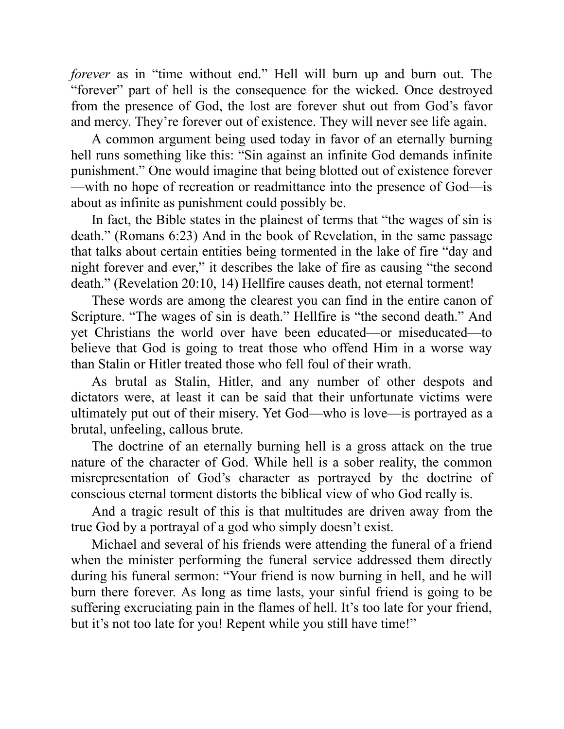*forever* as in “time without end.” Hell will burn up and burn out. The “forever” part of hell is the consequence for the wicked. Once destroyed from the presence of God, the lost are forever shut out from God’s favor and mercy. They’re forever out of existence. They will never see life again.

A common argument being used today in favor of an eternally burning hell runs something like this: “Sin against an infinite God demands infinite punishment.” One would imagine that being blotted out of existence forever—with no hope of recreation or readmittance into the presence of God—is about as infinite as punishment could possibly be.

In fact, the Bible states in the plainest of terms that “the wages of sin is death.” (Romans 6:23) And in the book of Revelation, in the same passage that talks about certain entities being tormented in the lake of fire “day and night forever and ever,” it describes the lake of fire as causing “the second death.” (Revelation 20:10, 14) Hellfire causes death, not eternal torment!

These words are among the clearest you can find in the entire canon of Scripture. “The wages of sin is death.” Hellfire is “the second death.” And yet Christians the world over have been educated—or miseducated—to believe that God is going to treat those who offend Him in a worse way than Stalin or Hitler treated those who fell foul of their wrath.

As brutal as Stalin, Hitler, and any number of other despots and dictators were, at least it can be said that their unfortunate victims were ultimately put out of their misery. Yet God—who is love—is portrayed as a brutal, unfeeling, callous brute.

The doctrine of an eternally burning hell is a gross attack on the true nature of the character of God. While hell is a sober reality, the common misrepresentation of God’s character as portrayed by the doctrine of conscious eternal torment distorts the biblical view of who God really is.

And a tragic result of this is that multitudes are driven away from the true God by a portrayal of a god who simply doesn’t exist.

Michael and several of his friends were attending the funeral of a friend when the minister performing the funeral service addressed them directly during his funeral sermon: “Your friend is now burning in hell, and he will burn there forever. As long as time lasts, your sinful friend is going to be suffering excruciating pain in the flames of hell. It’s too late for your friend, but it’s not too late for you! Repent while you still have time!”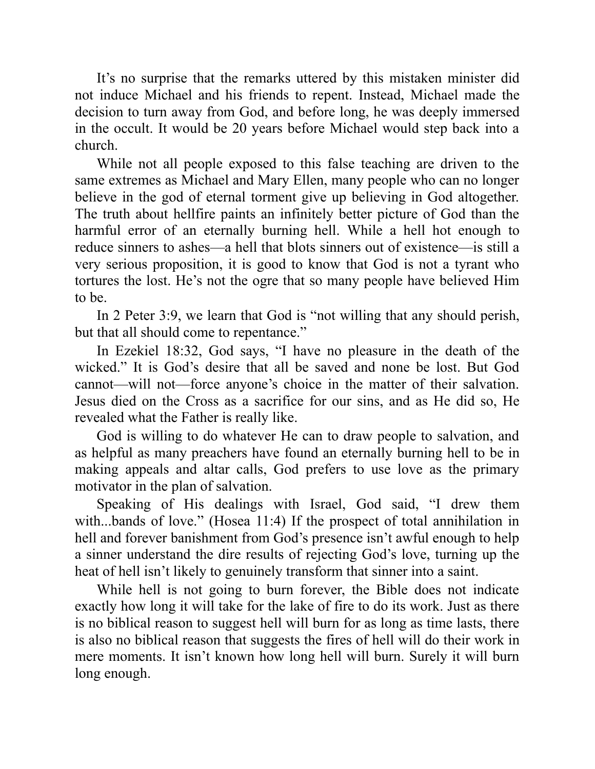It’s no surprise that the remarks uttered by this mistaken minister did not induce Michael and his friends to repent. Instead, Michael made the decision to turn away from God, and before long, he was deeply immersed in the occult. It would be 20 years before Michael would step back into a church.

While not all people exposed to this false teaching are driven to the same extremes as Michael and Mary Ellen, many people who can no longer believe in the god of eternal torment give up believing in God altogether. The truth about hellfire paints an infinitely better picture of God than the harmful error of an eternally burning hell. While a hell hot enough to reduce sinners to ashes—a hell that blots sinners out of existence—is still a very serious proposition, it is good to know that God is not a tyrant who tortures the lost. He’s not the ogre that so many people have believed Him to be.

In 2 Peter 3:9, we learn that God is “not willing that any should perish, but that all should come to repentance.”

In Ezekiel 18:32, God says, “I have no pleasure in the death of the wicked.” It is God’s desire that all be saved and none be lost. But God cannot—will not—force anyone’s choice in the matter of their salvation. Jesus died on the Cross as a sacrifice for our sins, and as He did so, He revealed what the Father is really like.

God is willing to do whatever He can to draw people to salvation, and as helpful as many preachers have found an eternally burning hell to be in making appeals and altar calls, God prefers to use love as the primary motivator in the plan of salvation.

Speaking of His dealings with Israel, God said, “I drew them with...bands of love.” (Hosea 11:4) If the prospect of total annihilation in hell and forever banishment from God’s presence isn’t awful enough to help a sinner understand the dire results of rejecting God’s love, turning up the heat of hell isn’t likely to genuinely transform that sinner into a saint.

While hell is not going to burn forever, the Bible does not indicate exactly how long it will take for the lake of fire to do its work. Just as there is no biblical reason to suggest hell will burn for as long as time lasts, there is also no biblical reason that suggests the fires of hell will do their work in mere moments. It isn’t known how long hell will burn. Surely it will burn long enough.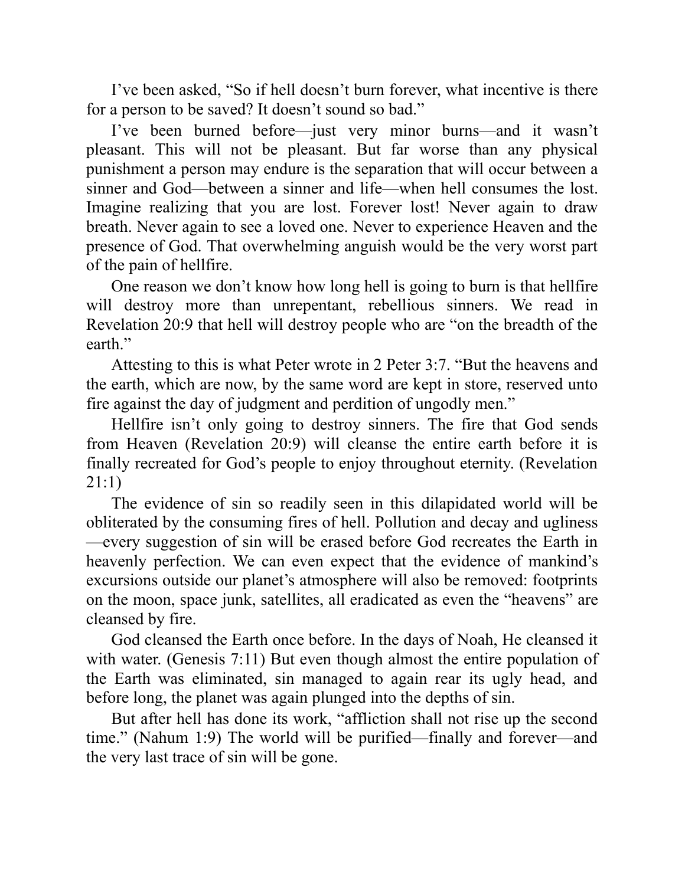I've been asked, "So if hell doesn't burn forever, what incentive is there for a person to be saved? It doesn't sound so bad."

I've been burned before—just very minor burns—and it wasn't pleasant. This will not be pleasant. But far worse than any physical punishment a person may endure is the separation that will occur between a sinner and God—between a sinner and life—when hell consumes the lost. Imagine realizing that you are lost. Forever lost! Never again to draw breath. Never again to see a loved one. Never to experience Heaven and the presence of God. That overwhelming anguish would be the very worst part of the pain of hellfire.

One reason we don't know how long hell is going to burn is that hellfire will destroy more than unrepentant, rebellious sinners. We read in Revelation 20:9 that hell will destroy people who are "on the breadth of the earth."

Attesting to this is what Peter wrote in 2 Peter 3:7. "But the heavens and the earth, which are now, by the same word are kept in store, reserved unto fire against the day of judgment and perdition of ungodly men."

Hellfire isn't only going to destroy sinners. The fire that God sends from Heaven (Revelation 20:9) will cleanse the entire earth before it is finally recreated for God's people to enjoy throughout eternity. (Revelation 21:1)

The evidence of sin so readily seen in this dilapidated world will be obliterated by the consuming fires of hell. Pollution and decay and ugliness—every suggestion of sin will be erased before God recreates the Earth in heavenly perfection. We can even expect that the evidence of mankind's excursions outside our planet's atmosphere will also be removed: footprints on the moon, space junk, satellites, all eradicated as even the "heavens" are cleansed by fire.

God cleansed the Earth once before. In the days of Noah, He cleansed it with water. (Genesis 7:11) But even though almost the entire population of the Earth was eliminated, sin managed to again rear its ugly head, and before long, the planet was again plunged into the depths of sin.

But after hell has done its work, "affliction shall not rise up the second time." (Nahum 1:9) The world will be purified—finally and forever—and the very last trace of sin will be gone.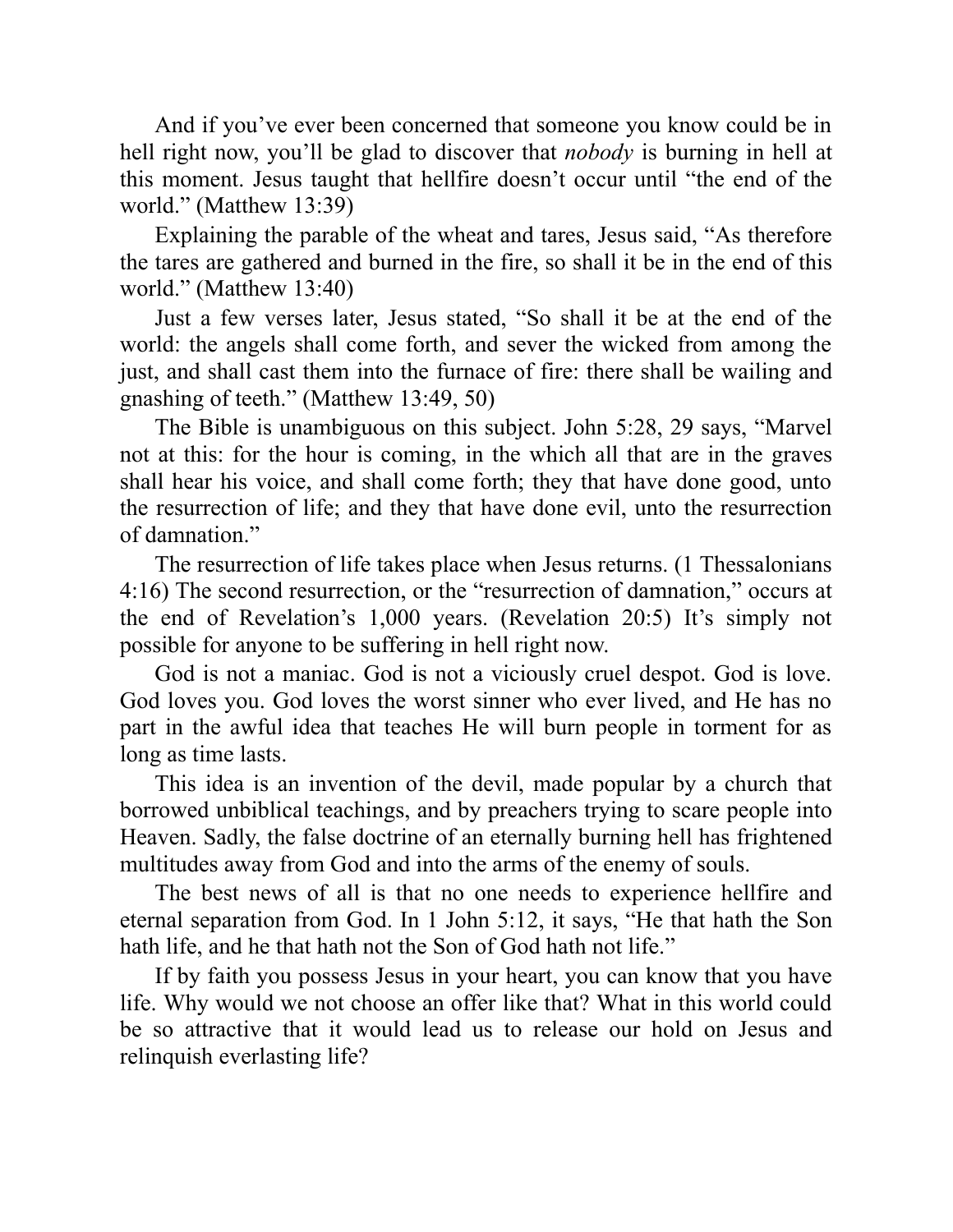And if you've ever been concerned that someone you know could be in hell right now, you'll be glad to discover that *nobody* is burning in hell at this moment. Jesus taught that hellfire doesn't occur until "the end of the world." (Matthew 13:39)

Explaining the parable of the wheat and tares, Jesus said, "As therefore the tares are gathered and burned in the fire, so shall it be in the end of this world." (Matthew 13:40)

Just a few verses later, Jesus stated, "So shall it be at the end of the world: the angels shall come forth, and sever the wicked from among the just, and shall cast them into the furnace of fire: there shall be wailing and gnashing of teeth." (Matthew 13:49, 50)

The Bible is unambiguous on this subject. John 5:28, 29 says, "Marvel not at this: for the hour is coming, in the which all that are in the graves shall hear his voice, and shall come forth; they that have done good, unto the resurrection of life; and they that have done evil, unto the resurrection of damnation."

The resurrection of life takes place when Jesus returns. (1 Thessalonians 4:16) The second resurrection, or the "resurrection of damnation," occurs at the end of Revelation's 1,000 years. (Revelation 20:5) It's simply not possible for anyone to be suffering in hell right now.

God is not a maniac. God is not a viciously cruel despot. God is love. God loves you. God loves the worst sinner who ever lived, and He has no part in the awful idea that teaches He will burn people in torment for as long as time lasts.

This idea is an invention of the devil, made popular by a church that borrowed unbiblical teachings, and by preachers trying to scare people into Heaven. Sadly, the false doctrine of an eternally burning hell has frightened multitudes away from God and into the arms of the enemy of souls.

The best news of all is that no one needs to experience hellfire and eternal separation from God. In 1 John 5:12, it says, "He that hath the Son hath life, and he that hath not the Son of God hath not life."

If by faith you possess Jesus in your heart, you can know that you have life. Why would we not choose an offer like that? What in this world could be so attractive that it would lead us to release our hold on Jesus and relinquish everlasting life?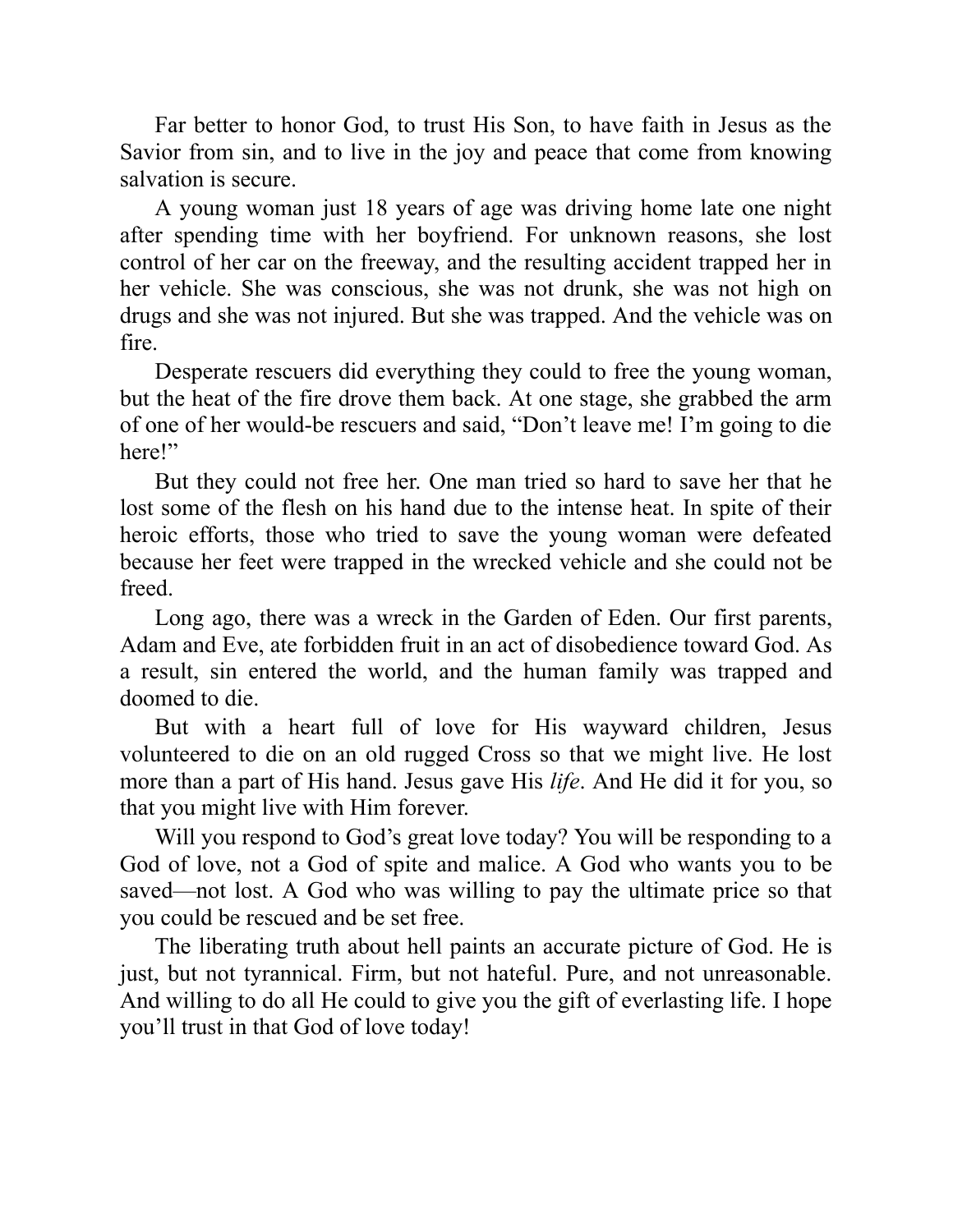Far better to honor God, to trust His Son, to have faith in Jesus as the Savior from sin, and to live in the joy and peace that come from knowing salvation is secure.

A young woman just 18 years of age was driving home late one night after spending time with her boyfriend. For unknown reasons, she lost control of her car on the freeway, and the resulting accident trapped her in her vehicle. She was conscious, she was not drunk, she was not high on drugs and she was not injured. But she was trapped. And the vehicle was on fire.

Desperate rescuers did everything they could to free the young woman, but the heat of the fire drove them back. At one stage, she grabbed the arm of one of her would-be rescuers and said, “Don’t leave me! I’m going to die here!”

But they could not free her. One man tried so hard to save her that he lost some of the flesh on his hand due to the intense heat. In spite of their heroic efforts, those who tried to save the young woman were defeated because her feet were trapped in the wrecked vehicle and she could not be freed.

Long ago, there was a wreck in the Garden of Eden. Our first parents, Adam and Eve, ate forbidden fruit in an act of disobedience toward God. As a result, sin entered the world, and the human family was trapped and doomed to die.

But with a heart full of love for His wayward children, Jesus volunteered to die on an old rugged Cross so that we might live. He lost more than a part of His hand. Jesus gave His *life*. And He did it for you, so that you might live with Him forever.

Will you respond to God’s great love today? You will be responding to a God of love, not a God of spite and malice. A God who wants you to be saved—not lost. A God who was willing to pay the ultimate price so that you could be rescued and be set free.

The liberating truth about hell paints an accurate picture of God. He is just, but not tyrannical. Firm, but not hateful. Pure, and not unreasonable. And willing to do all He could to give you the gift of everlasting life. I hope you’ll trust in that God of love today!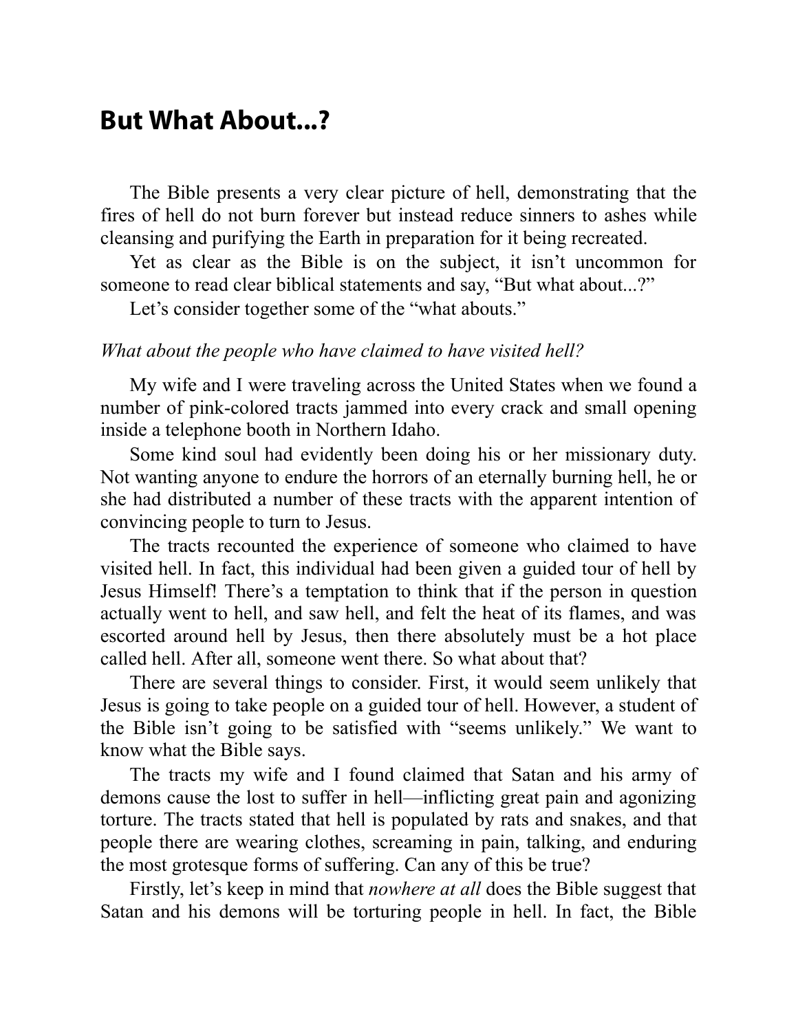## But What About...?

The Bible presents a very clear picture of hell, demonstrating that the fires of hell do not burn forever but instead reduce sinners to ashes while cleansing and purifying the Earth in preparation for it being recreated.

Yet as clear as the Bible is on the subject, it isn't uncommon for someone to read clear biblical statements and say, "But what about...?"

Let's consider together some of the "what abouts."

*What about the people who have claimed to have visited hell?*

My wife and I were traveling across the United States when we found a number of pink-colored tracts jammed into every crack and small opening inside a telephone booth in Northern Idaho.

Some kind soul had evidently been doing his or her missionary duty. Not wanting anyone to endure the horrors of an eternally burning hell, he or she had distributed a number of these tracts with the apparent intention of convincing people to turn to Jesus.

The tracts recounted the experience of someone who claimed to have visited hell. In fact, this individual had been given a guided tour of hell by Jesus Himself! There's a temptation to think that if the person in question actually went to hell, and saw hell, and felt the heat of its flames, and was escorted around hell by Jesus, then there absolutely must be a hot place called hell. After all, someone went there. So what about that?

There are several things to consider. First, it would seem unlikely that Jesus is going to take people on a guided tour of hell. However, a student of the Bible isn't going to be satisfied with "seems unlikely." We want to know what the Bible says.

The tracts my wife and I found claimed that Satan and his army of demons cause the lost to suffer in hell—inflicting great pain and agonizing torture. The tracts stated that hell is populated by rats and snakes, and that people there are wearing clothes, screaming in pain, talking, and enduring the most grotesque forms of suffering. Can any of this be true?

Firstly, let's keep in mind that *nowhere at all* does the Bible suggest that Satan and his demons will be torturing people in hell. In fact, the Bible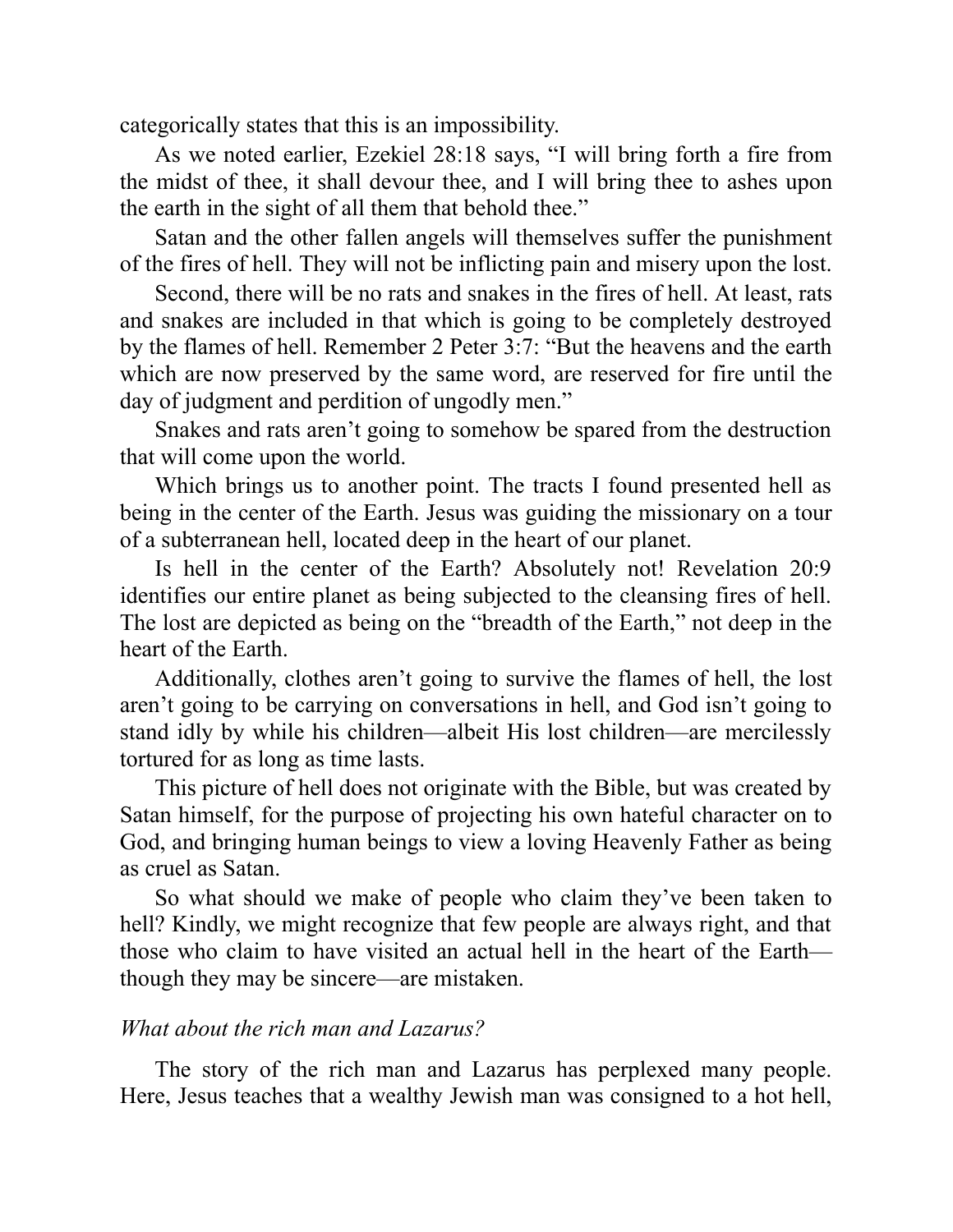categorically states that this is an impossibility.

As we noted earlier, Ezekiel 28:18 says, "I will bring forth a fire from the midst of thee, it shall devour thee, and I will bring thee to ashes upon the earth in the sight of all them that behold thee."

Satan and the other fallen angels will themselves suffer the punishment of the fires of hell. They will not be inflicting pain and misery upon the lost.

Second, there will be no rats and snakes in the fires of hell. At least, rats and snakes are included in that which is going to be completely destroyed by the flames of hell. Remember 2 Peter 3:7: "But the heavens and the earth which are now preserved by the same word, are reserved for fire until the day of judgment and perdition of ungodly men."

Snakes and rats aren't going to somehow be spared from the destruction that will come upon the world.

Which brings us to another point. The tracts I found presented hell as being in the center of the Earth. Jesus was guiding the missionary on a tour of a subterranean hell, located deep in the heart of our planet.

Is hell in the center of the Earth? Absolutely not! Revelation 20:9 identifies our entire planet as being subjected to the cleansing fires of hell. The lost are depicted as being on the "breadth of the Earth," not deep in the heart of the Earth.

Additionally, clothes aren't going to survive the flames of hell, the lost aren't going to be carrying on conversations in hell, and God isn't going to stand idly by while his children—albeit His lost children—are mercilessly tortured for as long as time lasts.

This picture of hell does not originate with the Bible, but was created by Satan himself, for the purpose of projecting his own hateful character on to God, and bringing human beings to view a loving Heavenly Father as being as cruel as Satan.

So what should we make of people who claim they've been taken to hell? Kindly, we might recognize that few people are always right, and that those who claim to have visited an actual hell in the heart of the Earth—though they may be sincere—are mistaken.

*What about the rich man and Lazarus?*

The story of the rich man and Lazarus has perplexed many people. Here, Jesus teaches that a wealthy Jewish man was consigned to a hot hell,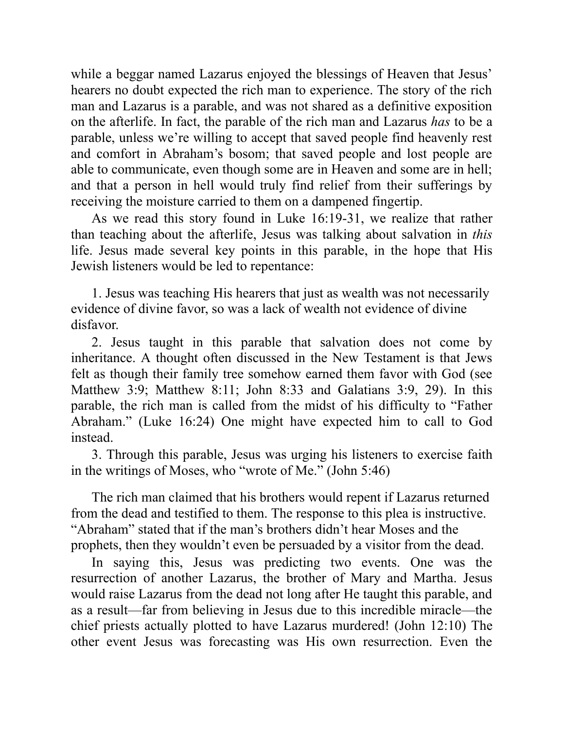while a beggar named Lazarus enjoyed the blessings of Heaven that Jesus' hearers no doubt expected the rich man to experience. The story of the rich man and Lazarus is a parable, and was not shared as a definitive exposition on the afterlife. In fact, the parable of the rich man and Lazarus *has* to be a parable, unless we're willing to accept that saved people find heavenly rest and comfort in Abraham's bosom; that saved people and lost people are able to communicate, even though some are in Heaven and some are in hell; and that a person in hell would truly find relief from their sufferings by receiving the moisture carried to them on a dampened fingertip.

As we read this story found in Luke 16:19-31, we realize that rather than teaching about the afterlife, Jesus was talking about salvation in *this* life. Jesus made several key points in this parable, in the hope that His Jewish listeners would be led to repentance:

1. Jesus was teaching His hearers that just as wealth was not necessarily evidence of divine favor, so was a lack of wealth not evidence of divine disfavor.
2. Jesus taught in this parable that salvation does not come by inheritance. A thought often discussed in the New Testament is that Jews felt as though their family tree somehow earned them favor with God (see Matthew 3:9; Matthew 8:11; John 8:33 and Galatians 3:9, 29). In this parable, the rich man is called from the midst of his difficulty to "Father Abraham." (Luke 16:24) One might have expected him to call to God instead.
3. Through this parable, Jesus was urging his listeners to exercise faith in the writings of Moses, who "wrote of Me." (John 5:46)

The rich man claimed that his brothers would repent if Lazarus returned from the dead and testified to them. The response to this plea is instructive. "Abraham" stated that if the man's brothers didn't hear Moses and the prophets, then they wouldn't even be persuaded by a visitor from the dead.

In saying this, Jesus was predicting two events. One was the resurrection of another Lazarus, the brother of Mary and Martha. Jesus would raise Lazarus from the dead not long after He taught this parable, and as a result—far from believing in Jesus due to this incredible miracle—the chief priests actually plotted to have Lazarus murdered! (John 12:10) The other event Jesus was forecasting was His own resurrection. Even the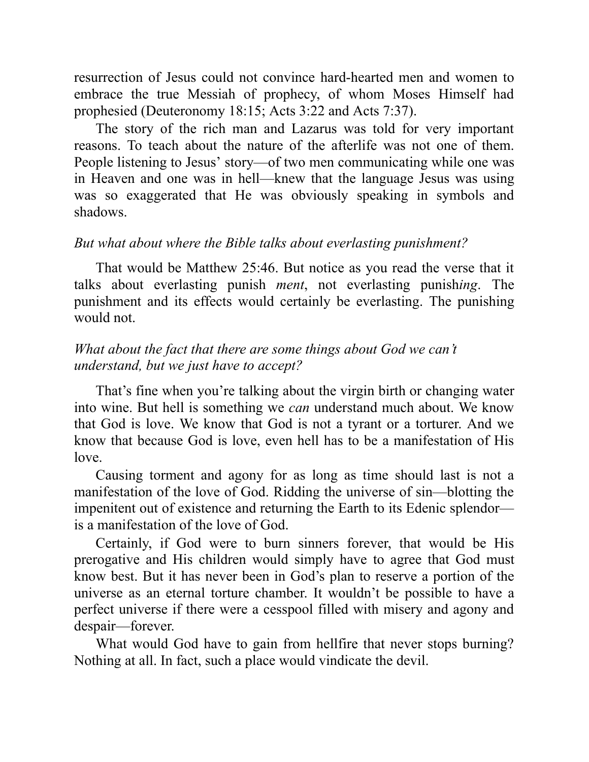resurrection of Jesus could not convince hard-hearted men and women to embrace the true Messiah of prophecy, of whom Moses Himself had prophesied (Deuteronomy 18:15; Acts 3:22 and Acts 7:37).

The story of the rich man and Lazarus was told for very important reasons. To teach about the nature of the afterlife was not one of them. People listening to Jesus' story—of two men communicating while one was in Heaven and one was in hell—knew that the language Jesus was using was so exaggerated that He was obviously speaking in symbols and shadows.

*But what about where the Bible talks about everlasting punishment?*

That would be Matthew 25:46. But notice as you read the verse that it talks about everlasting punish *ment*, not everlasting punish*ing*. The punishment and its effects would certainly be everlasting. The punishing would not.

*What about the fact that there are some things about God we can't understand, but we just have to accept?*

That's fine when you're talking about the virgin birth or changing water into wine. But hell is something we *can* understand much about. We know that God is love. We know that God is not a tyrant or a torturer. And we know that because God is love, even hell has to be a manifestation of His love.

Causing torment and agony for as long as time should last is not a manifestation of the love of God. Ridding the universe of sin—blotting the impenitent out of existence and returning the Earth to its Edenic splendor—is a manifestation of the love of God.

Certainly, if God were to burn sinners forever, that would be His prerogative and His children would simply have to agree that God must know best. But it has never been in God's plan to reserve a portion of the universe as an eternal torture chamber. It wouldn't be possible to have a perfect universe if there were a cesspool filled with misery and agony and despair—forever.

What would God have to gain from hellfire that never stops burning? Nothing at all. In fact, such a place would vindicate the devil.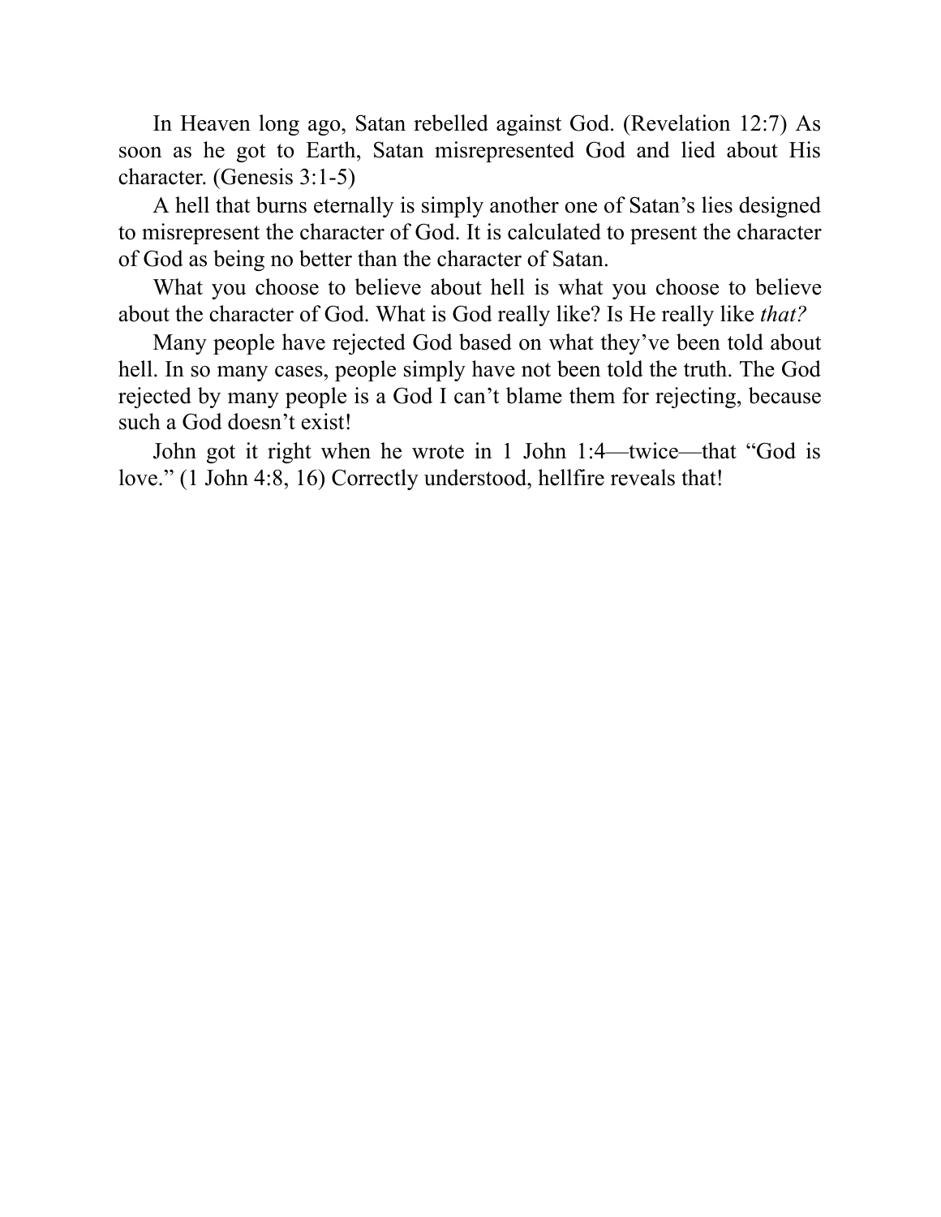In Heaven long ago, Satan rebelled against God. (Revelation 12:7) As soon as he got to Earth, Satan misrepresented God and lied about His character. (Genesis 3:1-5)

A hell that burns eternally is simply another one of Satan's lies designed to misrepresent the character of God. It is calculated to present the character of God as being no better than the character of Satan.

What you choose to believe about hell is what you choose to believe about the character of God. What is God really like? Is He really like *that?*

Many people have rejected God based on what they've been told about hell. In so many cases, people simply have not been told the truth. The God rejected by many people is a God I can't blame them for rejecting, because such a God doesn't exist!

John got it right when he wrote in 1 John 1:4—twice—that "God is love." (1 John 4:8, 16) Correctly understood, hellfire reveals that!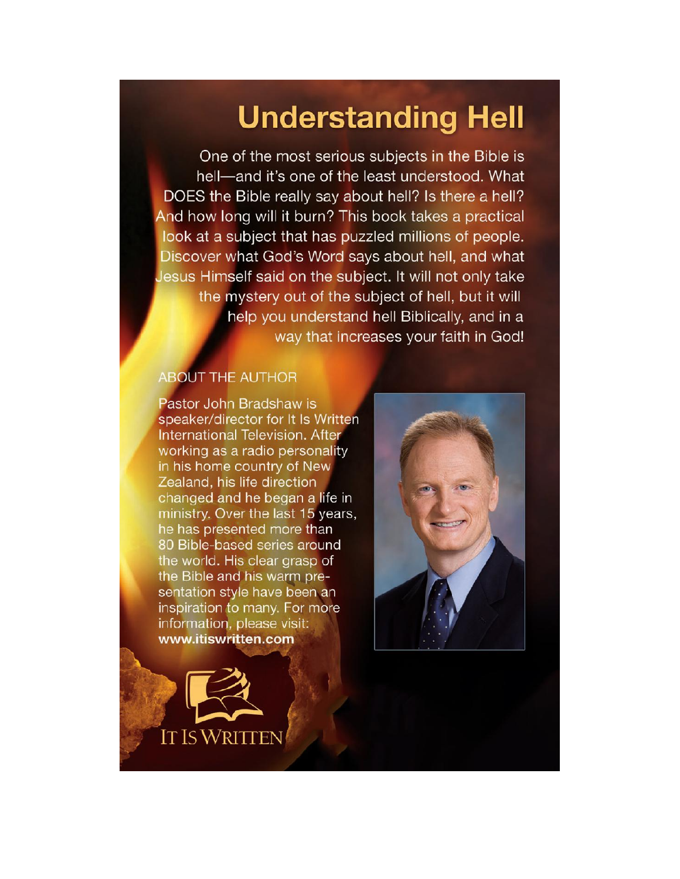# Understanding Hell

One of the most serious subjects in the Bible is hell—and it's one of the least understood. What DOES the Bible really say about hell? Is there a hell? And how long will it burn? This book takes a practical look at a subject that has puzzled millions of people. Discover what God's Word says about hell, and what Jesus Himself said on the subject. It will not only take the mystery out of the subject of hell, but it will help you understand hell Biblically, and in a way that increases your faith in God!

## ABOUT THE AUTHOR

Pastor John Bradshaw is speaker/director for It Is Written International Television. After working as a radio personality in his home country of New Zealand, his life direction changed and he began a life in ministry. Over the last 15 years, he has presented more than 80 Bible-based series around the world. His clear grasp of the Bible and his warm presentation style have been an inspiration to many. For more information, please visit: **www.itiswritten.com**

IT IS WRITTEN